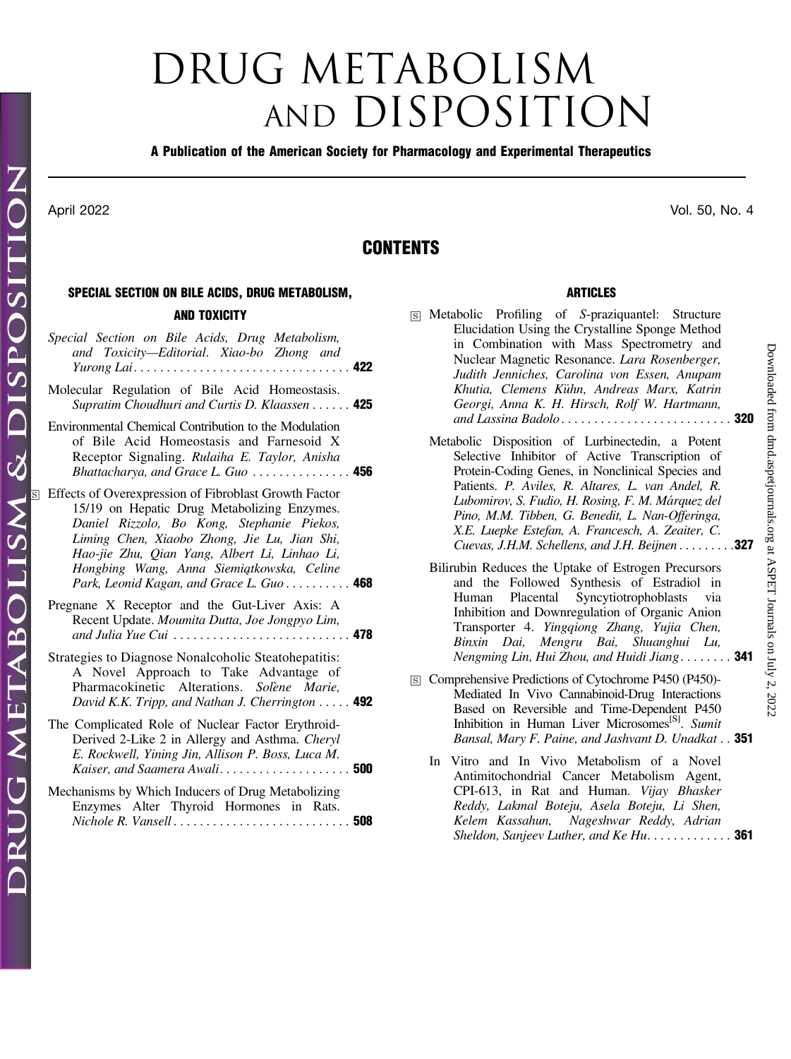# DRUG METABOLISM AND DISPOSITION

**A Publication of the American Society for Pharmacology and Experimental Therapeutics**

April 2022 Vol. 50, No. 4

## CONTENTS

### SPECIAL SECTION ON BILE ACIDS, DRUG METABOLISM, AND TOXICITY

*Special Section on Bile Acids, Drug Metabolism, and Toxicity—Editorial. Xiao-bo Zhong and Yurong Lai* . . . . . **422**

Molecular Regulation of Bile Acid Homeostasis. *Supratim Choudhuri and Curtis D. Klaassen* . . . . . **425**

Environmental Chemical Contribution to the Modulation of Bile Acid Homeostasis and Farnesoid X Receptor Signaling. *Rulaiha E. Taylor, Anisha Bhattacharya, and Grace L. Guo* . . . . . **456**

[S] Effects of Overexpression of Fibroblast Growth Factor 15/19 on Hepatic Drug Metabolizing Enzymes. *Daniel Rizzolo, Bo Kong, Stephanie Piekos, Liming Chen, Xiaobo Zhong, Jie Lu, Jian Shi, Hao-jie Zhu, Qian Yang, Albert Li, Linhao Li, Hongbing Wang, Anna Siemiątkowska, Celine Park, Leonid Kagan, and Grace L. Guo* . . . . . **468**

Pregnane X Receptor and the Gut-Liver Axis: A Recent Update. *Moumita Dutta, Joe Jongpyo Lim, and Julia Yue Cui* . . . . . **478**

Strategies to Diagnose Nonalcoholic Steatohepatitis: A Novel Approach to Take Advantage of Pharmacokinetic Alterations. *Solène Marie, David K.K. Tripp, and Nathan J. Cherrington* . . . . . **492**

The Complicated Role of Nuclear Factor Erythroid-Derived 2-Like 2 in Allergy and Asthma. *Cheryl E. Rockwell, Yining Jin, Allison P. Boss, Luca M. Kaiser, and Saamera Awali* . . . . . **500**

Mechanisms by Which Inducers of Drug Metabolizing Enzymes Alter Thyroid Hormones in Rats. *Nichole R. Vansell* . . . . . **508**

### ARTICLES

[S] Metabolic Profiling of *S*-praziquantel: Structure Elucidation Using the Crystalline Sponge Method in Combination with Mass Spectrometry and Nuclear Magnetic Resonance. *Lara Rosenberger, Judith Jenniches, Carolina von Essen, Anupam Khutia, Clemens Kühn, Andreas Marx, Katrin Georgi, Anna K. H. Hirsch, Rolf W. Hartmann, and Lassina Badolo* . . . . . **320**

Metabolic Disposition of Lurbinectedin, a Potent Selective Inhibitor of Active Transcription of Protein-Coding Genes, in Nonclinical Species and Patients. *P. Aviles, R. Altares, L. van Andel, R. Lubomirov, S. Fudio, H. Rosing, F. M. Márquez del Pino, M.M. Tibben, G. Benedit, L. Nan-Offeringa, X.E. Luepke Estefan, A. Francesch, A. Zeaiter, C. Cuevas, J.H.M. Schellens, and J.H. Beijnen* . . . . . **327**

Bilirubin Reduces the Uptake of Estrogen Precursors and the Followed Synthesis of Estradiol in Human Placental Syncytiotrophoblasts via Inhibition and Downregulation of Organic Anion Transporter 4. *Yingqiong Zhang, Yujia Chen, Binxin Dai, Mengru Bai, Shuanghui Lu, Nengming Lin, Hui Zhou, and Huidi Jiang* . . . . . **341**

[S] Comprehensive Predictions of Cytochrome P450 (P450)-Mediated In Vivo Cannabinoid-Drug Interactions Based on Reversible and Time-Dependent P450 Inhibition in Human Liver Microsomes[S]. *Sumit Bansal, Mary F. Paine, and Jashvant D. Unadkat* . . **351**

In Vitro and In Vivo Metabolism of a Novel Antimitochondrial Cancer Metabolism Agent, CPI-613, in Rat and Human. *Vijay Bhasker Reddy, Lakmal Boteju, Asela Boteju, Li Shen, Kelem Kassahun, Nageshwar Reddy, Adrian Sheldon, Sanjeev Luther, and Ke Hu* . . . . . **361**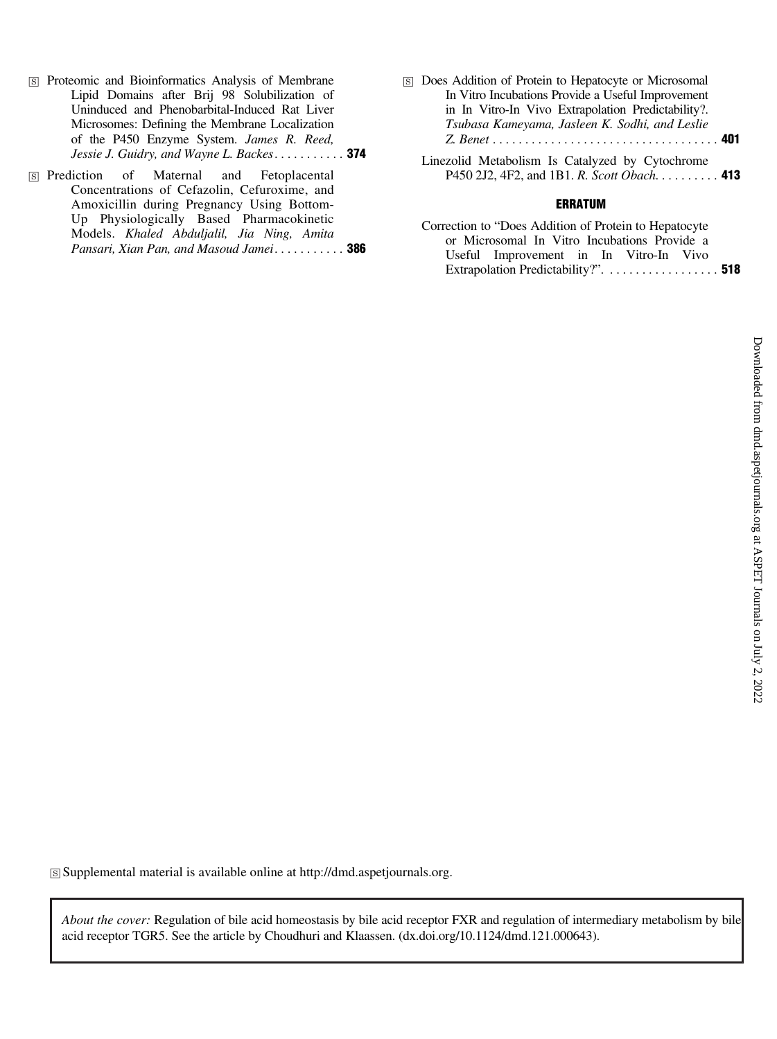Ⓢ Proteomic and Bioinformatics Analysis of Membrane Lipid Domains after Brij 98 Solubilization of Uninduced and Phenobarbital-Induced Rat Liver Microsomes: Defining the Membrane Localization of the P450 Enzyme System. *James R. Reed, Jessie J. Guidry, and Wayne L. Backes* . . . . . . . . . . . **374**

Ⓢ Prediction of Maternal and Fetoplacental Concentrations of Cefazolin, Cefuroxime, and Amoxicillin during Pregnancy Using Bottom-Up Physiologically Based Pharmacokinetic Models. *Khaled Abduljalil, Jia Ning, Amita Pansari, Xian Pan, and Masoud Jamei* . . . . . . . . . . . **386**

Ⓢ Does Addition of Protein to Hepatocyte or Microsomal In Vitro Incubations Provide a Useful Improvement in In Vitro-In Vivo Extrapolation Predictability?. *Tsubasa Kameyama, Jasleen K. Sodhi, and Leslie Z. Benet* . . . . . . . . . . . . . . . . . . . . . . . . . . . . . . . . . . . **401**

Linezolid Metabolism Is Catalyzed by Cytochrome P450 2J2, 4F2, and 1B1. *R. Scott Obach* . . . . . . . . . . **413**

## ERRATUM

Correction to “Does Addition of Protein to Hepatocyte or Microsomal In Vitro Incubations Provide a Useful Improvement in In Vitro-In Vivo Extrapolation Predictability?”. . . . . . . . . . . . . . . . . . **518**

Ⓢ Supplemental material is available online at http://dmd.aspetjournals.org.

*About the cover:* Regulation of bile acid homeostasis by bile acid receptor FXR and regulation of intermediary metabolism by bile acid receptor TGR5. See the article by Choudhuri and Klaassen. (dx.doi.org/10.1124/dmd.121.000643).